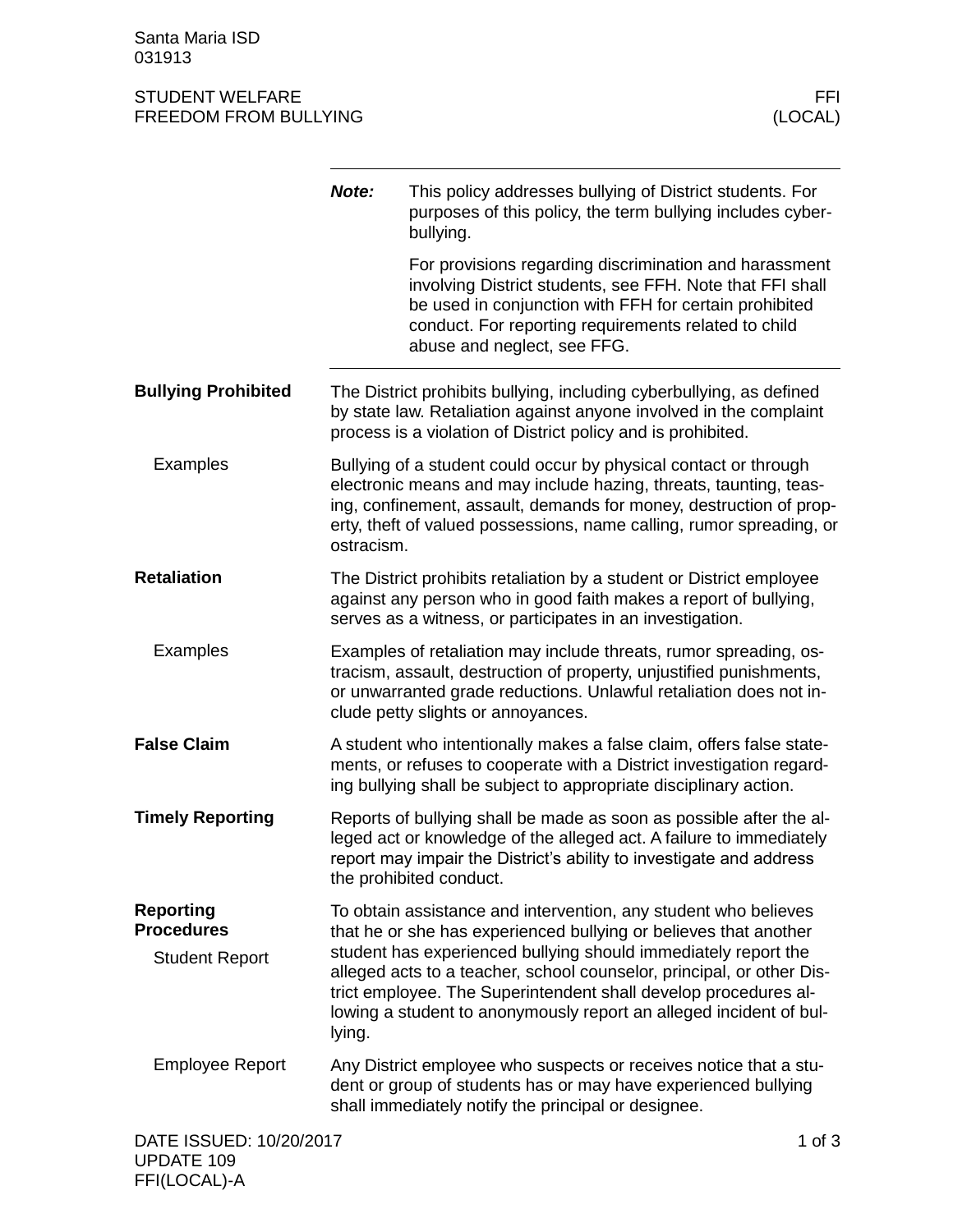Santa Maria ISD
031913

STUDENT WELFARE
FREEDOM FROM BULLYING

FFI
(LOCAL)

***Note:*** This policy addresses bullying of District students. For purposes of this policy, the term bullying includes cyberbullying.

For provisions regarding discrimination and harassment involving District students, see FFH. Note that FFI shall be used in conjunction with FFH for certain prohibited conduct. For reporting requirements related to child abuse and neglect, see FFG.

## Bullying Prohibited

The District prohibits bullying, including cyberbullying, as defined by state law. Retaliation against anyone involved in the complaint process is a violation of District policy and is prohibited.

### Examples

Bullying of a student could occur by physical contact or through electronic means and may include hazing, threats, taunting, teasing, confinement, assault, demands for money, destruction of property, theft of valued possessions, name calling, rumor spreading, or ostracism.

## Retaliation

The District prohibits retaliation by a student or District employee against any person who in good faith makes a report of bullying, serves as a witness, or participates in an investigation.

### Examples

Examples of retaliation may include threats, rumor spreading, ostracism, assault, destruction of property, unjustified punishments, or unwarranted grade reductions. Unlawful retaliation does not include petty slights or annoyances.

## False Claim

A student who intentionally makes a false claim, offers false statements, or refuses to cooperate with a District investigation regarding bullying shall be subject to appropriate disciplinary action.

## Timely Reporting

Reports of bullying shall be made as soon as possible after the alleged act or knowledge of the alleged act. A failure to immediately report may impair the District's ability to investigate and address the prohibited conduct.

## Reporting Procedures

### Student Report

To obtain assistance and intervention, any student who believes that he or she has experienced bullying or believes that another student has experienced bullying should immediately report the alleged acts to a teacher, school counselor, principal, or other District employee. The Superintendent shall develop procedures allowing a student to anonymously report an alleged incident of bullying.

### Employee Report

Any District employee who suspects or receives notice that a student or group of students has or may have experienced bullying shall immediately notify the principal or designee.

DATE ISSUED: 10/20/2017
UPDATE 109
FFI(LOCAL)-A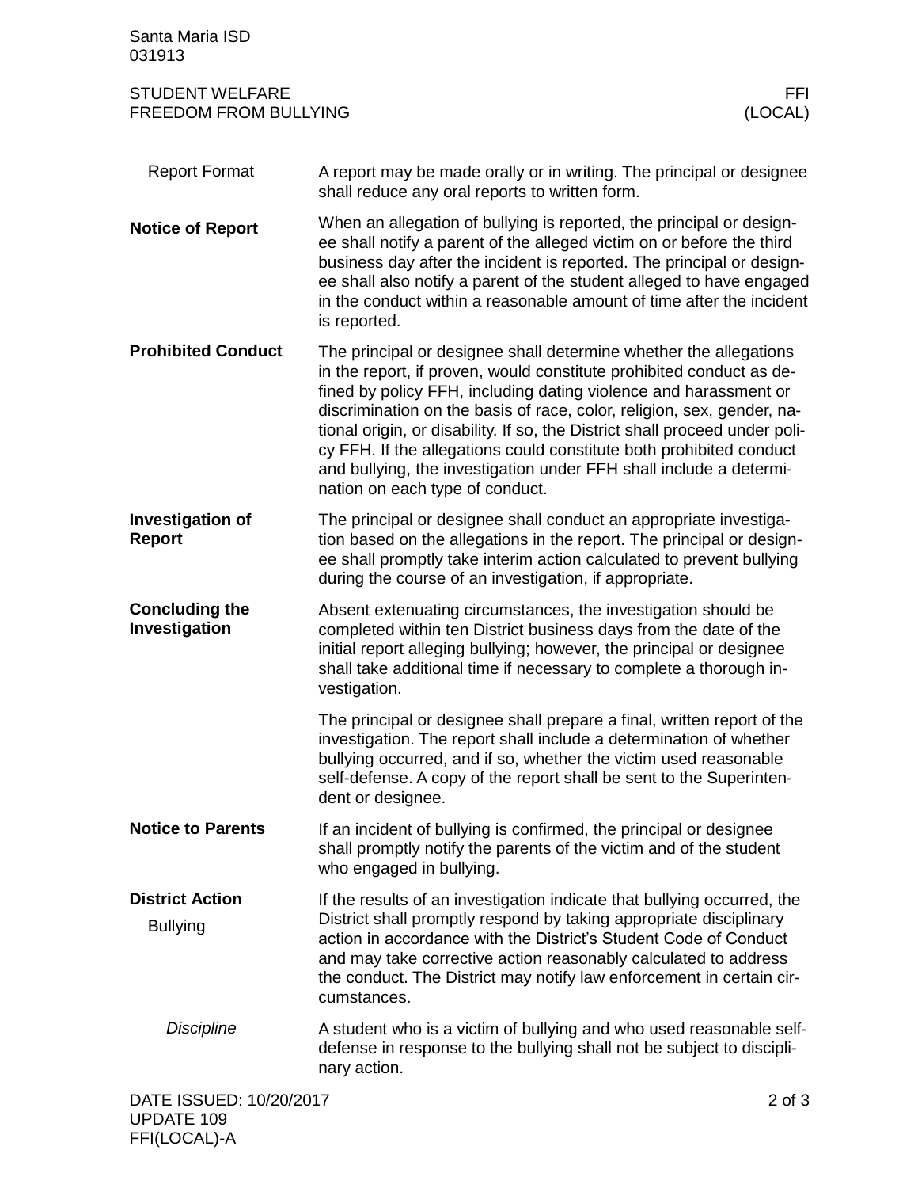#### Report Format

A report may be made orally or in writing. The principal or designee shall reduce any oral reports to written form.

### Notice of Report

When an allegation of bullying is reported, the principal or designee shall notify a parent of the alleged victim on or before the third business day after the incident is reported. The principal or designee shall also notify a parent of the student alleged to have engaged in the conduct within a reasonable amount of time after the incident is reported.

### Prohibited Conduct

The principal or designee shall determine whether the allegations in the report, if proven, would constitute prohibited conduct as defined by policy FFH, including dating violence and harassment or discrimination on the basis of race, color, religion, sex, gender, national origin, or disability. If so, the District shall proceed under policy FFH. If the allegations could constitute both prohibited conduct and bullying, the investigation under FFH shall include a determination on each type of conduct.

### Investigation of Report

The principal or designee shall conduct an appropriate investigation based on the allegations in the report. The principal or designee shall promptly take interim action calculated to prevent bullying during the course of an investigation, if appropriate.

### Concluding the Investigation

Absent extenuating circumstances, the investigation should be completed within ten District business days from the date of the initial report alleging bullying; however, the principal or designee shall take additional time if necessary to complete a thorough investigation.

The principal or designee shall prepare a final, written report of the investigation. The report shall include a determination of whether bullying occurred, and if so, whether the victim used reasonable self-defense. A copy of the report shall be sent to the Superintendent or designee.

### Notice to Parents

If an incident of bullying is confirmed, the principal or designee shall promptly notify the parents of the victim and of the student who engaged in bullying.

### District Action

#### Bullying

If the results of an investigation indicate that bullying occurred, the District shall promptly respond by taking appropriate disciplinary action in accordance with the District's Student Code of Conduct and may take corrective action reasonably calculated to address the conduct. The District may notify law enforcement in certain circumstances.

##### *Discipline*

A student who is a victim of bullying and who used reasonable self-defense in response to the bullying shall not be subject to disciplinary action.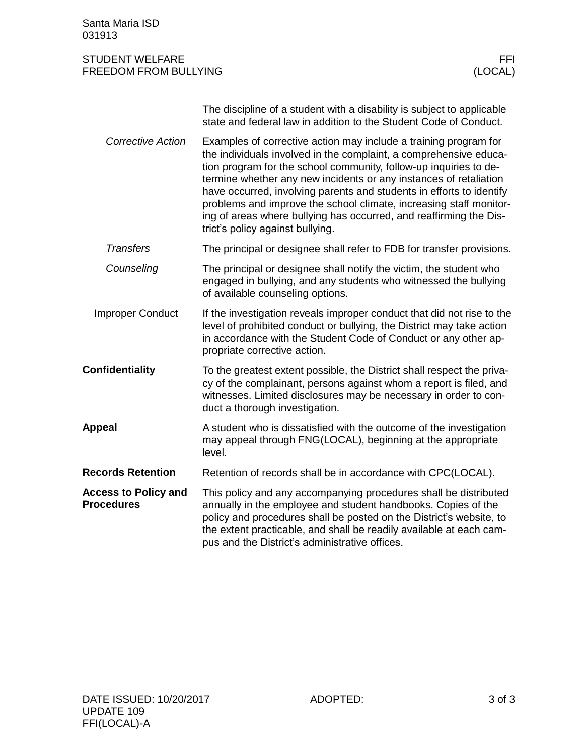The discipline of a student with a disability is subject to applicable state and federal law in addition to the Student Code of Conduct.

*Corrective Action*

Examples of corrective action may include a training program for the individuals involved in the complaint, a comprehensive education program for the school community, follow-up inquiries to determine whether any new incidents or any instances of retaliation have occurred, involving parents and students in efforts to identify problems and improve the school climate, increasing staff monitoring of areas where bullying has occurred, and reaffirming the District's policy against bullying.

*Transfers*

The principal or designee shall refer to FDB for transfer provisions.

*Counseling*

The principal or designee shall notify the victim, the student who engaged in bullying, and any students who witnessed the bullying of available counseling options.

### Improper Conduct

If the investigation reveals improper conduct that did not rise to the level of prohibited conduct or bullying, the District may take action in accordance with the Student Code of Conduct or any other appropriate corrective action.

## Confidentiality

To the greatest extent possible, the District shall respect the privacy of the complainant, persons against whom a report is filed, and witnesses. Limited disclosures may be necessary in order to conduct a thorough investigation.

## Appeal

A student who is dissatisfied with the outcome of the investigation may appeal through FNG(LOCAL), beginning at the appropriate level.

## Records Retention

Retention of records shall be in accordance with CPC(LOCAL).

## Access to Policy and Procedures

This policy and any accompanying procedures shall be distributed annually in the employee and student handbooks. Copies of the policy and procedures shall be posted on the District's website, to the extent practicable, and shall be readily available at each campus and the District's administrative offices.